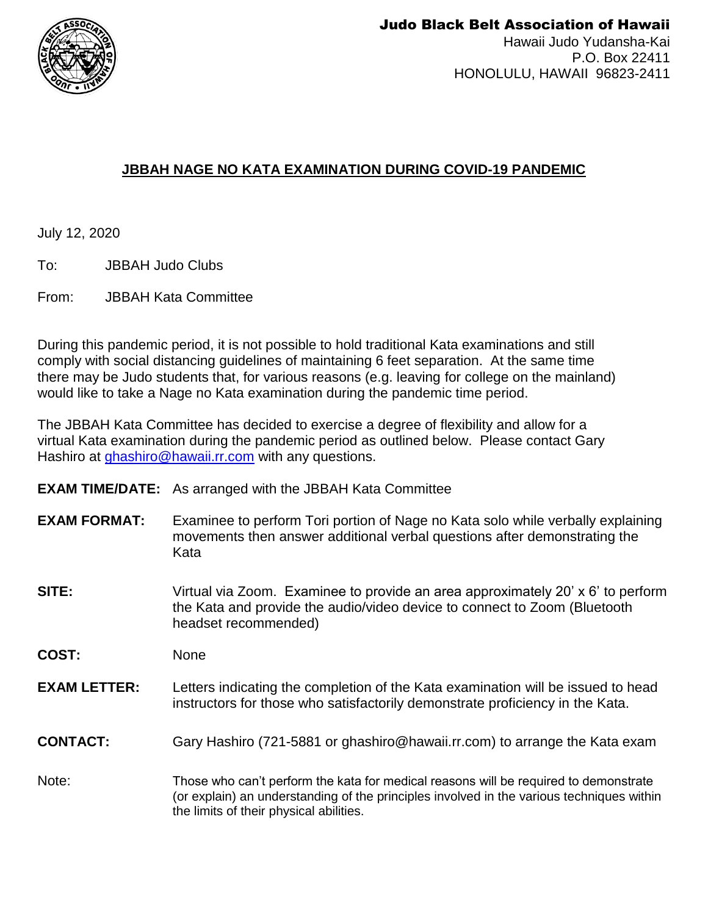**Judo Black Belt Association of Hawaii**
Hawaii Judo Yudansha-Kai
P.O. Box 22411
HONOLULU, HAWAII 96823-2411

## JBBAH NAGE NO KATA EXAMINATION DURING COVID-19 PANDEMIC

July 12, 2020

To: JBBAH Judo Clubs

From: JBBAH Kata Committee

During this pandemic period, it is not possible to hold traditional Kata examinations and still comply with social distancing guidelines of maintaining 6 feet separation. At the same time there may be Judo students that, for various reasons (e.g. leaving for college on the mainland) would like to take a Nage no Kata examination during the pandemic time period.

The JBBAH Kata Committee has decided to exercise a degree of flexibility and allow for a virtual Kata examination during the pandemic period as outlined below. Please contact Gary Hashiro at ghashiro@hawaii.rr.com with any questions.

**EXAM TIME/DATE:** As arranged with the JBBAH Kata Committee

**EXAM FORMAT:** Examinee to perform Tori portion of Nage no Kata solo while verbally explaining movements then answer additional verbal questions after demonstrating the Kata

**SITE:** Virtual via Zoom. Examinee to provide an area approximately 20' x 6' to perform the Kata and provide the audio/video device to connect to Zoom (Bluetooth headset recommended)

**COST:** None

**EXAM LETTER:** Letters indicating the completion of the Kata examination will be issued to head instructors for those who satisfactorily demonstrate proficiency in the Kata.

**CONTACT:** Gary Hashiro (721-5881 or ghashiro@hawaii.rr.com) to arrange the Kata exam

Note: Those who can't perform the kata for medical reasons will be required to demonstrate (or explain) an understanding of the principles involved in the various techniques within the limits of their physical abilities.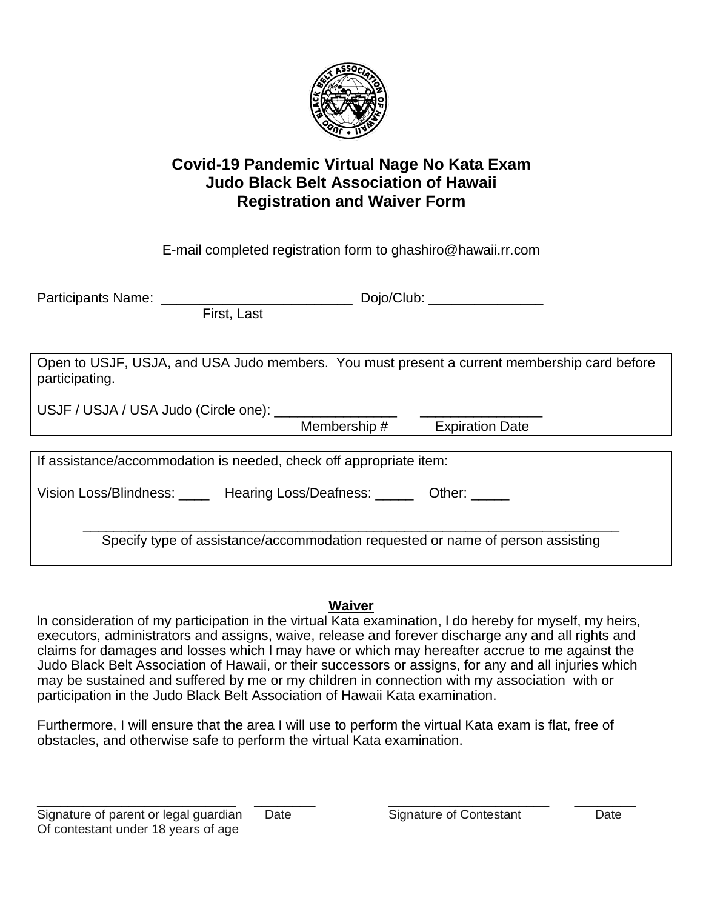## Covid-19 Pandemic Virtual Nage No Kata Exam
## Judo Black Belt Association of Hawaii
## Registration and Waiver Form

E-mail completed registration form to ghashiro@hawaii.rr.com

Participants Name: _________________________ Dojo/Club: _______________
First, Last

Open to USJF, USJA, and USA Judo members. You must present a current membership card before participating.

USJF / USJA / USA Judo (Circle one): ________________ ________________
Membership # Expiration Date

If assistance/accommodation is needed, check off appropriate item:

Vision Loss/Blindness: ____ Hearing Loss/Deafness: _____ Other: _____

______________________________________________________________________
Specify type of assistance/accommodation requested or name of person assisting

**Waiver**

In consideration of my participation in the virtual Kata examination, I do hereby for myself, my heirs, executors, administrators and assigns, waive, release and forever discharge any and all rights and claims for damages and losses which I may have or which may hereafter accrue to me against the Judo Black Belt Association of Hawaii, or their successors or assigns, for any and all injuries which may be sustained and suffered by me or my children in connection with my association with or participation in the Judo Black Belt Association of Hawaii Kata examination.

Furthermore, I will ensure that the area I will use to perform the virtual Kata exam is flat, free of obstacles, and otherwise safe to perform the virtual Kata examination.

___________________________ ________ ______________________ ________
Signature of parent or legal guardian Of contestant under 18 years of age — Date — Signature of Contestant — Date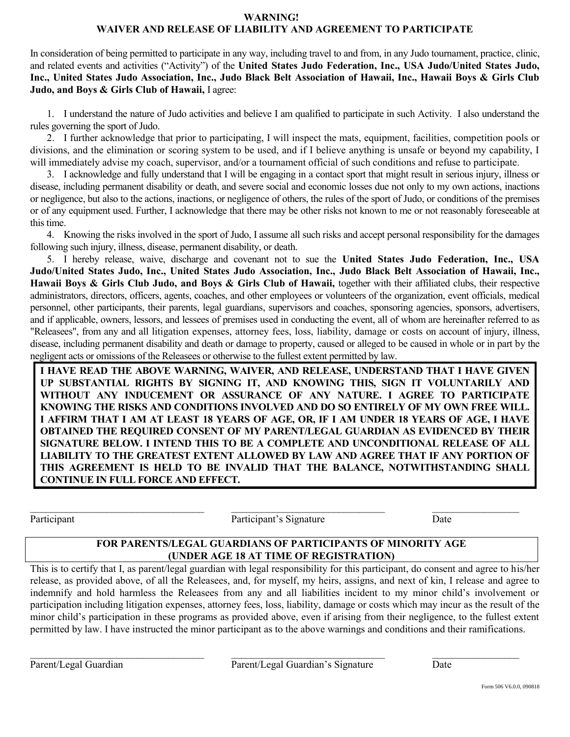# WARNING!
## WAIVER AND RELEASE OF LIABILITY AND AGREEMENT TO PARTICIPATE

In consideration of being permitted to participate in any way, including travel to and from, in any Judo tournament, practice, clinic, and related events and activities ("Activity") of the **United States Judo Federation, Inc., USA Judo/United States Judo, Inc., United States Judo Association, Inc., Judo Black Belt Association of Hawaii, Inc., Hawaii Boys & Girls Club Judo, and Boys & Girls Club of Hawaii,** I agree:

1. I understand the nature of Judo activities and believe I am qualified to participate in such Activity. I also understand the rules governing the sport of Judo.
2. I further acknowledge that prior to participating, I will inspect the mats, equipment, facilities, competition pools or divisions, and the elimination or scoring system to be used, and if I believe anything is unsafe or beyond my capability, I will immediately advise my coach, supervisor, and/or a tournament official of such conditions and refuse to participate.
3. I acknowledge and fully understand that I will be engaging in a contact sport that might result in serious injury, illness or disease, including permanent disability or death, and severe social and economic losses due not only to my own actions, inactions or negligence, but also to the actions, inactions, or negligence of others, the rules of the sport of Judo, or conditions of the premises or of any equipment used. Further, I acknowledge that there may be other risks not known to me or not reasonably foreseeable at this time.
4. Knowing the risks involved in the sport of Judo, I assume all such risks and accept personal responsibility for the damages following such injury, illness, disease, permanent disability, or death.
5. I hereby release, waive, discharge and covenant not to sue the **United States Judo Federation, Inc., USA Judo/United States Judo, Inc., United States Judo Association, Inc., Judo Black Belt Association of Hawaii, Inc., Hawaii Boys & Girls Club Judo, and Boys & Girls Club of Hawaii,** together with their affiliated clubs, their respective administrators, directors, officers, agents, coaches, and other employees or volunteers of the organization, event officials, medical personnel, other participants, their parents, legal guardians, supervisors and coaches, sponsoring agencies, sponsors, advertisers, and if applicable, owners, lessors, and lessees of premises used in conducting the event, all of whom are hereinafter referred to as "Releasees", from any and all litigation expenses, attorney fees, loss, liability, damage or costs on account of injury, illness, disease, including permanent disability and death or damage to property, caused or alleged to be caused in whole or in part by the negligent acts or omissions of the Releasees or otherwise to the fullest extent permitted by law.

**I HAVE READ THE ABOVE WARNING, WAIVER, AND RELEASE, UNDERSTAND THAT I HAVE GIVEN UP SUBSTANTIAL RIGHTS BY SIGNING IT, AND KNOWING THIS, SIGN IT VOLUNTARILY AND WITHOUT ANY INDUCEMENT OR ASSURANCE OF ANY NATURE. I AGREE TO PARTICIPATE KNOWING THE RISKS AND CONDITIONS INVOLVED AND DO SO ENTIRELY OF MY OWN FREE WILL. I AFFIRM THAT I AM AT LEAST 18 YEARS OF AGE, OR, IF I AM UNDER 18 YEARS OF AGE, I HAVE OBTAINED THE REQUIRED CONSENT OF MY PARENT/LEGAL GUARDIAN AS EVIDENCED BY THEIR SIGNATURE BELOW. I INTEND THIS TO BE A COMPLETE AND UNCONDITIONAL RELEASE OF ALL LIABILITY TO THE GREATEST EXTENT ALLOWED BY LAW AND AGREE THAT IF ANY PORTION OF THIS AGREEMENT IS HELD TO BE INVALID THAT THE BALANCE, NOTWITHSTANDING SHALL CONTINUE IN FULL FORCE AND EFFECT.**

| | | |
|---|---|---|
| ___________________________ | ___________________________ | ______________ |
| Participant | Participant's Signature | Date |

**FOR PARENTS/LEGAL GUARDIANS OF PARTICIPANTS OF MINORITY AGE (UNDER AGE 18 AT TIME OF REGISTRATION)**

This is to certify that I, as parent/legal guardian with legal responsibility for this participant, do consent and agree to his/her release, as provided above, of all the Releasees, and, for myself, my heirs, assigns, and next of kin, I release and agree to indemnify and hold harmless the Releasees from any and all liabilities incident to my minor child's involvement or participation including litigation expenses, attorney fees, loss, liability, damage or costs which may incur as the result of the minor child's participation in these programs as provided above, even if arising from their negligence, to the fullest extent permitted by law. I have instructed the minor participant as to the above warnings and conditions and their ramifications.

| | | |
|---|---|---|
| ___________________________ | ___________________________ | ______________ |
| Parent/Legal Guardian | Parent/Legal Guardian's Signature | Date |

Form 506 V6.0.0, 090818